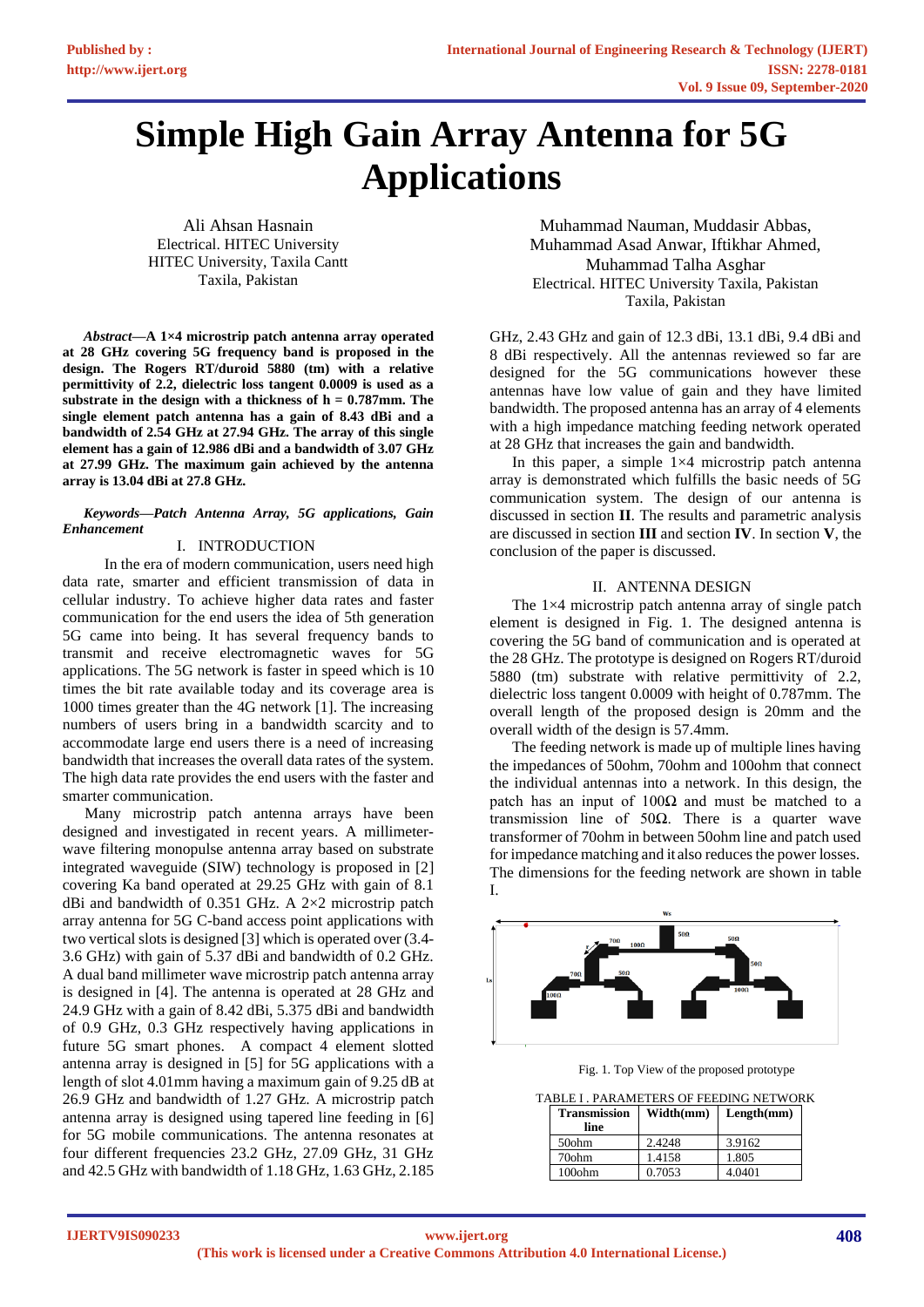# Simple High Gain Array Antenna for 5G Applications

Ali Ahsan Hasnain
Electrical. HITEC University
HITEC University, Taxila Cantt
Taxila, Pakistan

Muhammad Nauman, Muddasir Abbas, Muhammad Asad Anwar, Iftikhar Ahmed, Muhammad Talha Asghar
Electrical. HITEC University Taxila, Pakistan
Taxila, Pakistan

***Abstract*—A 1×4 microstrip patch antenna array operated at 28 GHz covering 5G frequency band is proposed in the design. The Rogers RT/duroid 5880 (tm) with a relative permittivity of 2.2, dielectric loss tangent 0.0009 is used as a substrate in the design with a thickness of h = 0.787mm. The single element patch antenna has a gain of 8.43 dBi and a bandwidth of 2.54 GHz at 27.94 GHz. The array of this single element has a gain of 12.986 dBi and a bandwidth of 3.07 GHz at 27.99 GHz. The maximum gain achieved by the antenna array is 13.04 dBi at 27.8 GHz.**

***Keywords—Patch Antenna Array, 5G applications, Gain Enhancement***

## I. INTRODUCTION

In the era of modern communication, users need high data rate, smarter and efficient transmission of data in cellular industry. To achieve higher data rates and faster communication for the end users the idea of 5th generation 5G came into being. It has several frequency bands to transmit and receive electromagnetic waves for 5G applications. The 5G network is faster in speed which is 10 times the bit rate available today and its coverage area is 1000 times greater than the 4G network [1]. The increasing numbers of users bring in a bandwidth scarcity and to accommodate large end users there is a need of increasing bandwidth that increases the overall data rates of the system. The high data rate provides the end users with the faster and smarter communication.

Many microstrip patch antenna arrays have been designed and investigated in recent years. A millimeter-wave filtering monopulse antenna array based on substrate integrated waveguide (SIW) technology is proposed in [2] covering Ka band operated at 29.25 GHz with gain of 8.1 dBi and bandwidth of 0.351 GHz. A 2×2 microstrip patch array antenna for 5G C-band access point applications with two vertical slots is designed [3] which is operated over (3.4-3.6 GHz) with gain of 5.37 dBi and bandwidth of 0.2 GHz. A dual band millimeter wave microstrip patch antenna array is designed in [4]. The antenna is operated at 28 GHz and 24.9 GHz with a gain of 8.42 dBi, 5.375 dBi and bandwidth of 0.9 GHz, 0.3 GHz respectively having applications in future 5G smart phones. A compact 4 element slotted antenna array is designed in [5] for 5G applications with a length of slot 4.01mm having a maximum gain of 9.25 dB at 26.9 GHz and bandwidth of 1.27 GHz. A microstrip patch antenna array is designed using tapered line feeding in [6] for 5G mobile communications. The antenna resonates at four different frequencies 23.2 GHz, 27.09 GHz, 31 GHz and 42.5 GHz with bandwidth of 1.18 GHz, 1.63 GHz, 2.185 GHz, 2.43 GHz and gain of 12.3 dBi, 13.1 dBi, 9.4 dBi and 8 dBi respectively. All the antennas reviewed so far are designed for the 5G communications however these antennas have low value of gain and they have limited bandwidth. The proposed antenna has an array of 4 elements with a high impedance matching feeding network operated at 28 GHz that increases the gain and bandwidth.

In this paper, a simple 1×4 microstrip patch antenna array is demonstrated which fulfills the basic needs of 5G communication system. The design of our antenna is discussed in section **II**. The results and parametric analysis are discussed in section **III** and section **IV**. In section **V**, the conclusion of the paper is discussed.

## II. ANTENNA DESIGN

The 1×4 microstrip patch antenna array of single patch element is designed in Fig. 1. The designed antenna is covering the 5G band of communication and is operated at the 28 GHz. The prototype is designed on Rogers RT/duroid 5880 (tm) substrate with relative permittivity of 2.2, dielectric loss tangent 0.0009 with height of 0.787mm. The overall length of the proposed design is 20mm and the overall width of the design is 57.4mm.

The feeding network is made up of multiple lines having the impedances of 50ohm, 70ohm and 100ohm that connect the individual antennas into a network. In this design, the patch has an input of 100Ω and must be matched to a transmission line of 50Ω. There is a quarter wave transformer of 70ohm in between 50ohm line and patch used for impedance matching and it also reduces the power losses. The dimensions for the feeding network are shown in table I.

Fig. 1. Top View of the proposed prototype

TABLE I . PARAMETERS OF FEEDING NETWORK

| Transmission line | Width(mm) | Length(mm) |
|---|---|---|
| 50ohm | 2.4248 | 3.9162 |
| 70ohm | 1.4158 | 1.805 |
| 100ohm | 0.7053 | 4.0401 |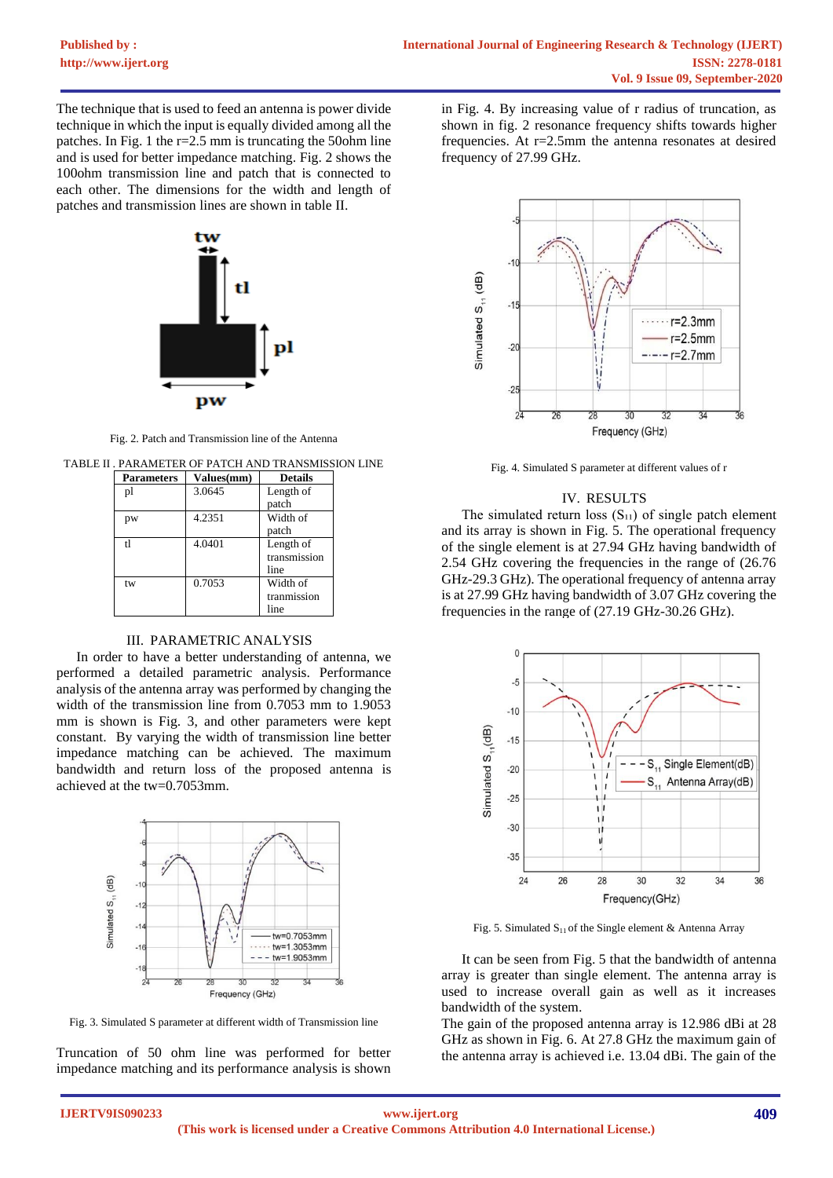The technique that is used to feed an antenna is power divide technique in which the input is equally divided among all the patches. In Fig. 1 the r=2.5 mm is truncating the 50ohm line and is used for better impedance matching. Fig. 2 shows the 100ohm transmission line and patch that is connected to each other. The dimensions for the width and length of patches and transmission lines are shown in table II.

Fig. 2. Patch and Transmission line of the Antenna

TABLE II . PARAMETER OF PATCH AND TRANSMISSION LINE

| Parameters | Values(mm) | Details |
|---|---|---|
| pl | 3.0645 | Length of patch |
| pw | 4.2351 | Width of patch |
| tl | 4.0401 | Length of transmission line |
| tw | 0.7053 | Width of tranmission line |

## III. PARAMETRIC ANALYSIS

In order to have a better understanding of antenna, we performed a detailed parametric analysis. Performance analysis of the antenna array was performed by changing the width of the transmission line from 0.7053 mm to 1.9053 mm is shown is Fig. 3, and other parameters were kept constant. By varying the width of transmission line better impedance matching can be achieved. The maximum bandwidth and return loss of the proposed antenna is achieved at the tw=0.7053mm.

Fig. 3. Simulated S parameter at different width of Transmission line

Truncation of 50 ohm line was performed for better impedance matching and its performance analysis is shown in Fig. 4. By increasing value of r radius of truncation, as shown in fig. 2 resonance frequency shifts towards higher frequencies. At r=2.5mm the antenna resonates at desired frequency of 27.99 GHz.

Fig. 4. Simulated S parameter at different values of r

## IV. RESULTS

The simulated return loss ($S_{11}$) of single patch element and its array is shown in Fig. 5. The operational frequency of the single element is at 27.94 GHz having bandwidth of 2.54 GHz covering the frequencies in the range of (26.76 GHz-29.3 GHz). The operational frequency of antenna array is at 27.99 GHz having bandwidth of 3.07 GHz covering the frequencies in the range of (27.19 GHz-30.26 GHz).

Fig. 5. Simulated $S_{11}$ of the Single element & Antenna Array

It can be seen from Fig. 5 that the bandwidth of antenna array is greater than single element. The antenna array is used to increase overall gain as well as it increases bandwidth of the system.

The gain of the proposed antenna array is 12.986 dBi at 28 GHz as shown in Fig. 6. At 27.8 GHz the maximum gain of the antenna array is achieved i.e. 13.04 dBi. The gain of the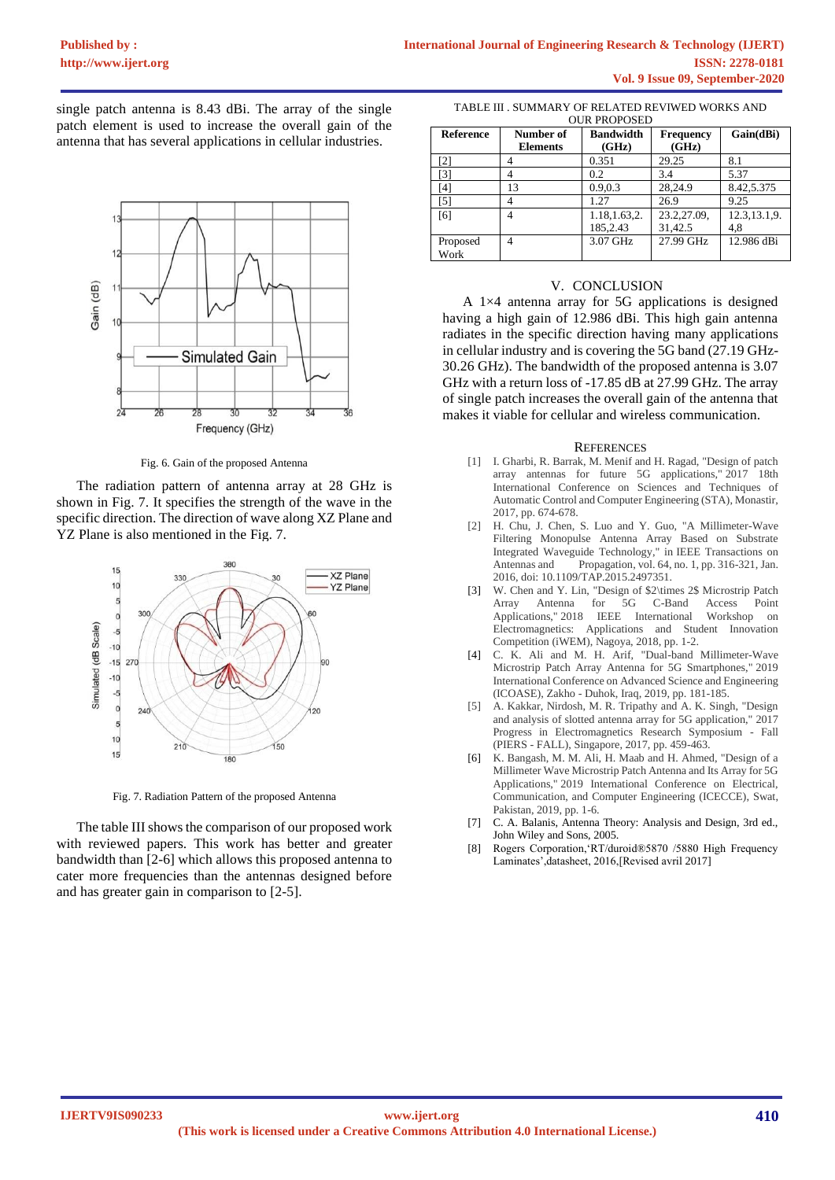single patch antenna is 8.43 dBi. The array of the single patch element is used to increase the overall gain of the antenna that has several applications in cellular industries.

Gain (dB)
13
12
11
10
9
8
Simulated Gain
24 26 28 30 32 34 36
Frequency (GHz)

Fig. 6. Gain of the proposed Antenna

The radiation pattern of antenna array at 28 GHz is shown in Fig. 7. It specifies the strength of the wave in the specific direction. The direction of wave along XZ Plane and YZ Plane is also mentioned in the Fig. 7.

XZ Plane
YZ Plane
Simulated (dB Scale)
360
330
30
300
60
270
90
240
120
210
150
180
15 10 5 0 -5 -10 -15 -10 -5 0 5 10 15

Fig. 7. Radiation Pattern of the proposed Antenna

The table III shows the comparison of our proposed work with reviewed papers. This work has better and greater bandwidth than [2-6] which allows this proposed antenna to cater more frequencies than the antennas designed before and has greater gain in comparison to [2-5].

TABLE III . SUMMARY OF RELATED REVIWED WORKS AND OUR PROPOSED

| Reference | Number of Elements | Bandwidth (GHz) | Frequency (GHz) | Gain(dBi) |
|---|---|---|---|---|
| [2] | 4 | 0.351 | 29.25 | 8.1 |
| [3] | 4 | 0.2 | 3.4 | 5.37 |
| [4] | 13 | 0.9,0.3 | 28,24.9 | 8.42,5.375 |
| [5] | 4 | 1.27 | 26.9 | 9.25 |
| [6] | 4 | 1.18,1.63,2.185,2.43 | 23.2,27.09,31,42.5 | 12.3,13.1,9.4,8 |
| Proposed Work | 4 | 3.07 GHz | 27.99 GHz | 12.986 dBi |

## V. CONCLUSION

A 1×4 antenna array for 5G applications is designed having a high gain of 12.986 dBi. This high gain antenna radiates in the specific direction having many applications in cellular industry and is covering the 5G band (27.19 GHz-30.26 GHz). The bandwidth of the proposed antenna is 3.07 GHz with a return loss of -17.85 dB at 27.99 GHz. The array of single patch increases the overall gain of the antenna that makes it viable for cellular and wireless communication.

## REFERENCES

[1] I. Gharbi, R. Barrak, M. Menif and H. Ragad, "Design of patch array antennas for future 5G applications," 2017 18th International Conference on Sciences and Techniques of Automatic Control and Computer Engineering (STA), Monastir, 2017, pp. 674-678.

[2] H. Chu, J. Chen, S. Luo and Y. Guo, "A Millimeter-Wave Filtering Monopulse Antenna Array Based on Substrate Integrated Waveguide Technology," in IEEE Transactions on Antennas and Propagation, vol. 64, no. 1, pp. 316-321, Jan. 2016, doi: 10.1109/TAP.2015.2497351.

[3] W. Chen and Y. Lin, "Design of $2\times 2$ Microstrip Patch Array Antenna for 5G C-Band Access Point Applications," 2018 IEEE International Workshop on Electromagnetics: Applications and Student Innovation Competition (iWEM), Nagoya, 2018, pp. 1-2.

[4] C. K. Ali and M. H. Arif, "Dual-band Millimeter-Wave Microstrip Patch Array Antenna for 5G Smartphones," 2019 International Conference on Advanced Science and Engineering (ICOASE), Zakho - Duhok, Iraq, 2019, pp. 181-185.

[5] A. Kakkar, Nirdosh, M. R. Tripathy and A. K. Singh, "Design and analysis of slotted antenna array for 5G application," 2017 Progress in Electromagnetics Research Symposium - Fall (PIERS - FALL), Singapore, 2017, pp. 459-463.

[6] K. Bangash, M. M. Ali, H. Maab and H. Ahmed, "Design of a Millimeter Wave Microstrip Patch Antenna and Its Array for 5G Applications," 2019 International Conference on Electrical, Communication, and Computer Engineering (ICECCE), Swat, Pakistan, 2019, pp. 1-6.

[7] C. A. Balanis, Antenna Theory: Analysis and Design, 3rd ed., John Wiley and Sons, 2005.

[8] Rogers Corporation,'RT/duroid®5870 /5880 High Frequency Laminates',datasheet, 2016,[Revised avril 2017]